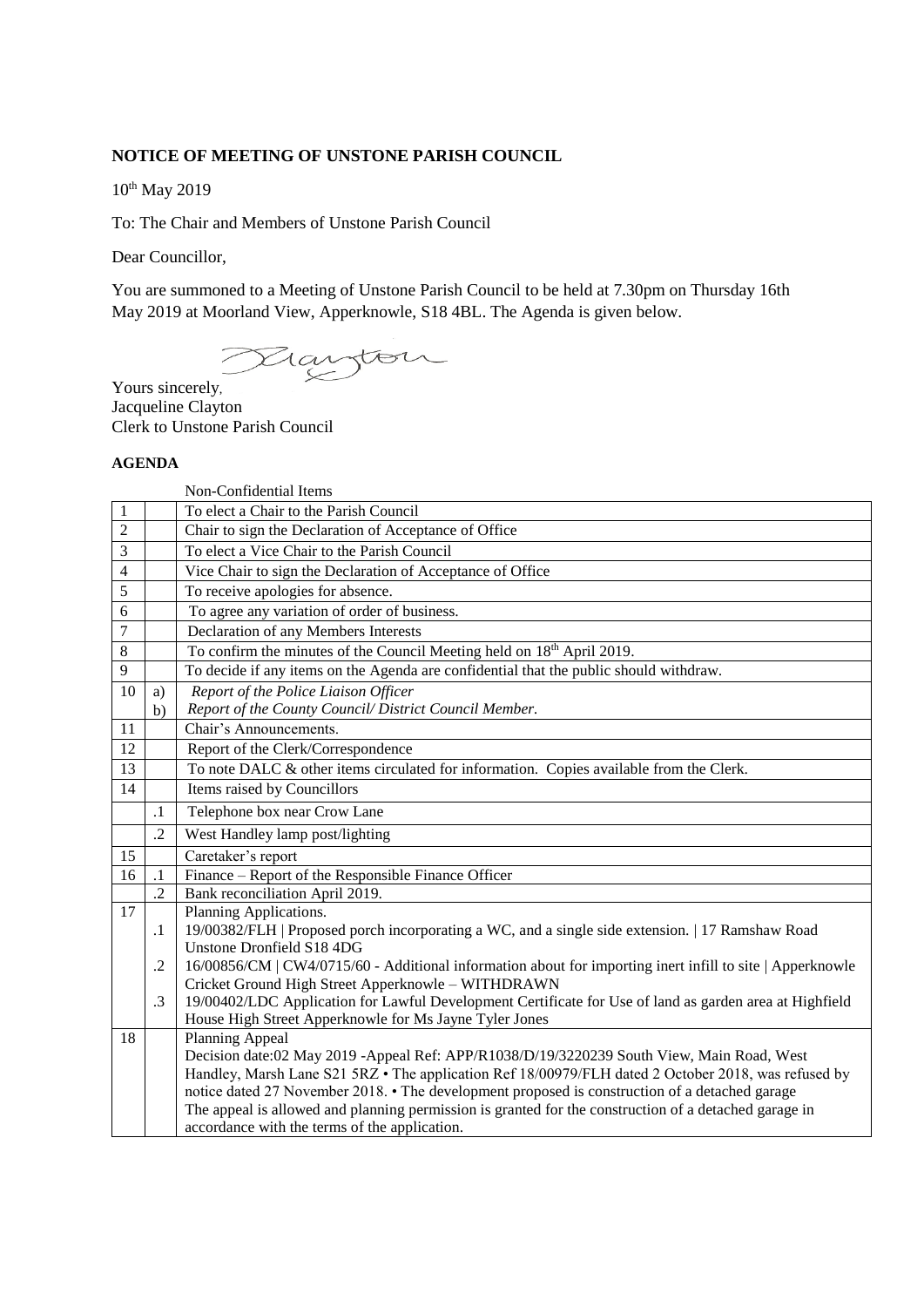**NOTICE OF MEETING OF UNSTONE PARISH COUNCIL**

10th May 2019

To: The Chair and Members of Unstone Parish Council

Dear Councillor,

You are summoned to a Meeting of Unstone Parish Council to be held at 7.30pm on Thursday 16th May 2019 at Moorland View, Apperknowle, S18 4BL. The Agenda is given below.

Yours sincerely,
Jacqueline Clayton
Clerk to Unstone Parish Council

**AGENDA**

| | | Non-Confidential Items |
|---|---|---|
| 1 | | To elect a Chair to the Parish Council |
| 2 | | Chair to sign the Declaration of Acceptance of Office |
| 3 | | To elect a Vice Chair to the Parish Council |
| 4 | | Vice Chair to sign the Declaration of Acceptance of Office |
| 5 | | To receive apologies for absence. |
| 6 | | To agree any variation of order of business. |
| 7 | | Declaration of any Members Interests |
| 8 | | To confirm the minutes of the Council Meeting held on 18th April 2019. |
| 9 | | To decide if any items on the Agenda are confidential that the public should withdraw. |
| 10 | a) | *Report of the Police Liaison Officer* |
| | b) | *Report of the County Council/ District Council Member.* |
| 11 | | Chair's Announcements. |
| 12 | | Report of the Clerk/Correspondence |
| 13 | | To note DALC & other items circulated for information. Copies available from the Clerk. |
| 14 | | Items raised by Councillors |
| | .1 | Telephone box near Crow Lane |
| | .2 | West Handley lamp post/lighting |
| 15 | | Caretaker's report |
| 16 | .1 | Finance – Report of the Responsible Finance Officer |
| | .2 | Bank reconciliation April 2019. |
| 17 | | Planning Applications. |
| | .1 | 19/00382/FLH \| Proposed porch incorporating a WC, and a single side extension. \| 17 Ramshaw Road Unstone Dronfield S18 4DG |
| | .2 | 16/00856/CM \| CW4/0715/60 - Additional information about for importing inert infill to site \| Apperknowle Cricket Ground High Street Apperknowle – WITHDRAWN |
| | .3 | 19/00402/LDC Application for Lawful Development Certificate for Use of land as garden area at Highfield House High Street Apperknowle for Ms Jayne Tyler Jones |
| 18 | | Planning Appeal<br>Decision date:02 May 2019 -Appeal Ref: APP/R1038/D/19/3220239 South View, Main Road, West Handley, Marsh Lane S21 5RZ • The application Ref 18/00979/FLH dated 2 October 2018, was refused by notice dated 27 November 2018. • The development proposed is construction of a detached garage<br>The appeal is allowed and planning permission is granted for the construction of a detached garage in accordance with the terms of the application. |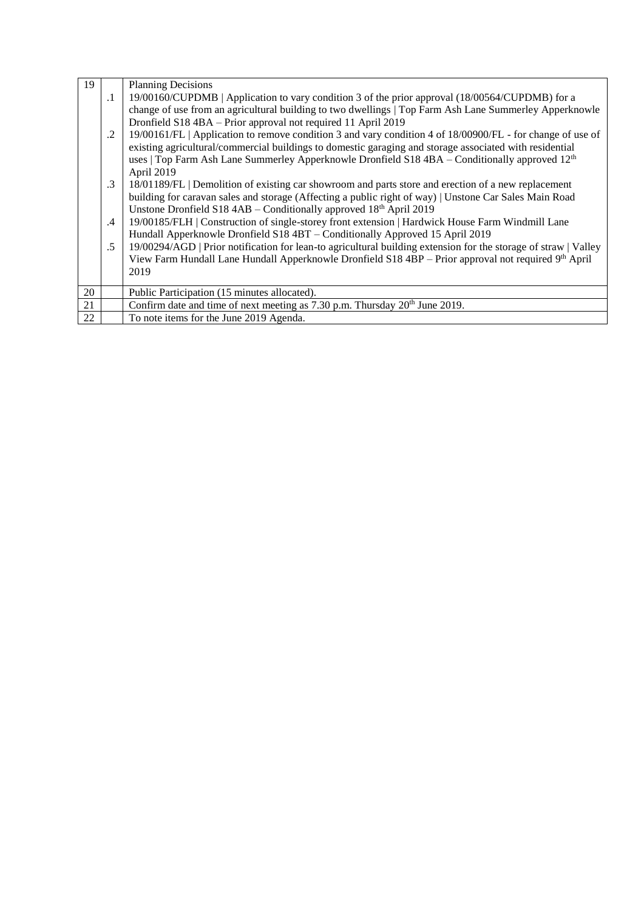| | | |
|---|---|---|
| 19 | | Planning Decisions |
| | .1 | 19/00160/CUPDMB \| Application to vary condition 3 of the prior approval (18/00564/CUPDMB) for a change of use from an agricultural building to two dwellings \| Top Farm Ash Lane Summerley Apperknowle Dronfield S18 4BA – Prior approval not required 11 April 2019 |
| | .2 | 19/00161/FL \| Application to remove condition 3 and vary condition 4 of 18/00900/FL - for change of use of existing agricultural/commercial buildings to domestic garaging and storage associated with residential uses \| Top Farm Ash Lane Summerley Apperknowle Dronfield S18 4BA – Conditionally approved 12th April 2019 |
| | .3 | 18/01189/FL \| Demolition of existing car showroom and parts store and erection of a new replacement building for caravan sales and storage (Affecting a public right of way) \| Unstone Car Sales Main Road Unstone Dronfield S18 4AB – Conditionally approved 18th April 2019 |
| | .4 | 19/00185/FLH \| Construction of single-storey front extension \| Hardwick House Farm Windmill Lane Hundall Apperknowle Dronfield S18 4BT – Conditionally Approved 15 April 2019 |
| | .5 | 19/00294/AGD \| Prior notification for lean-to agricultural building extension for the storage of straw \| Valley View Farm Hundall Lane Hundall Apperknowle Dronfield S18 4BP – Prior approval not required 9th April 2019 |
| 20 | | Public Participation (15 minutes allocated). |
| 21 | | Confirm date and time of next meeting as 7.30 p.m. Thursday 20th June 2019. |
| 22 | | To note items for the June 2019 Agenda. |